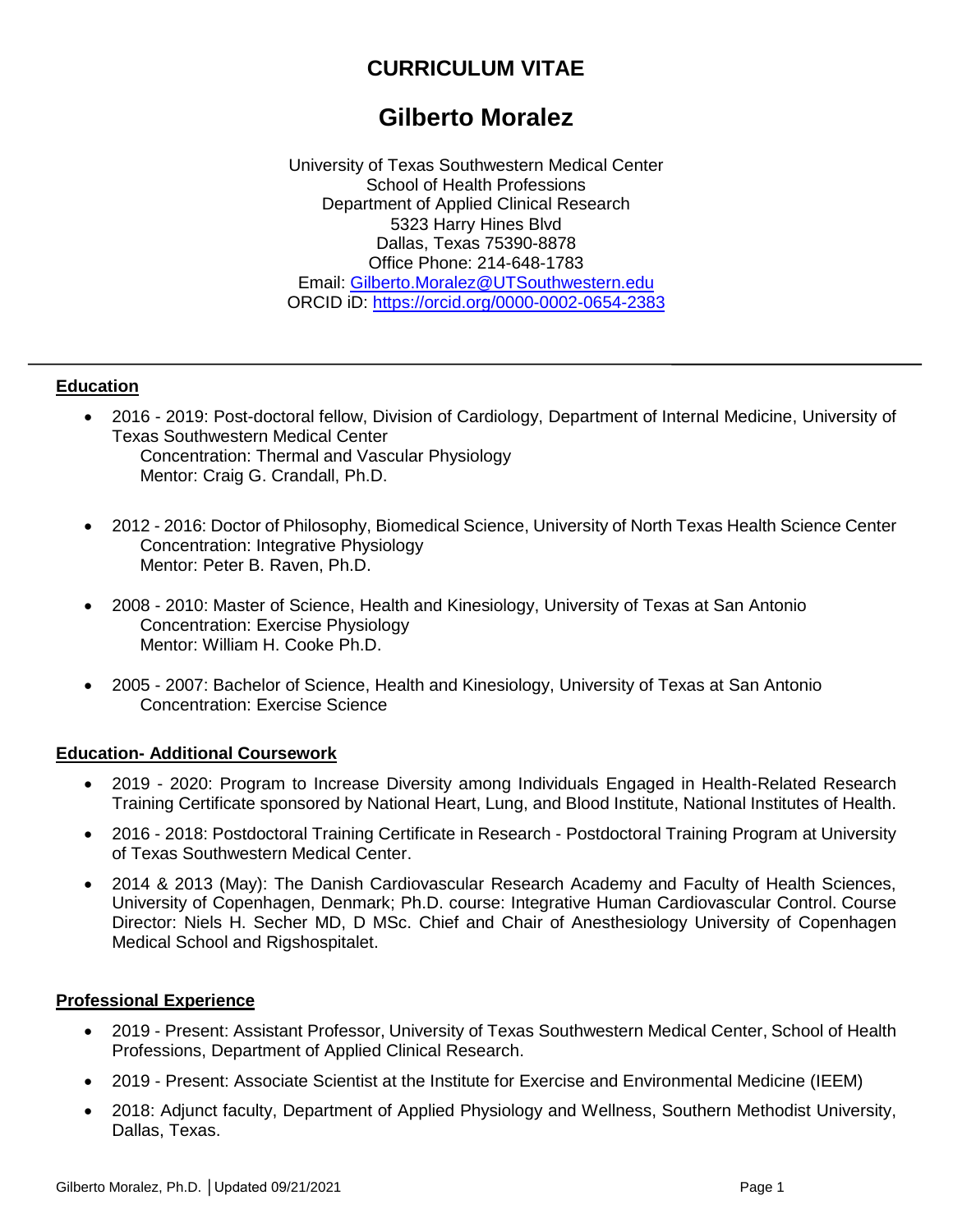# CURRICULUM VITAE

# Gilberto Moralez

University of Texas Southwestern Medical Center
School of Health Professions
Department of Applied Clinical Research
5323 Harry Hines Blvd
Dallas, Texas 75390-8878
Office Phone: 214-648-1783
Email: Gilberto.Moralez@UTSouthwestern.edu
ORCID iD: https://orcid.org/0000-0002-0654-2383

---

## Education

- 2016 - 2019: Post-doctoral fellow, Division of Cardiology, Department of Internal Medicine, University of Texas Southwestern Medical Center
  Concentration: Thermal and Vascular Physiology
  Mentor: Craig G. Crandall, Ph.D.

- 2012 - 2016: Doctor of Philosophy, Biomedical Science, University of North Texas Health Science Center
  Concentration: Integrative Physiology
  Mentor: Peter B. Raven, Ph.D.

- 2008 - 2010: Master of Science, Health and Kinesiology, University of Texas at San Antonio
  Concentration: Exercise Physiology
  Mentor: William H. Cooke Ph.D.

- 2005 - 2007: Bachelor of Science, Health and Kinesiology, University of Texas at San Antonio
  Concentration: Exercise Science

## Education- Additional Coursework

- 2019 - 2020: Program to Increase Diversity among Individuals Engaged in Health-Related Research Training Certificate sponsored by National Heart, Lung, and Blood Institute, National Institutes of Health.
- 2016 - 2018: Postdoctoral Training Certificate in Research - Postdoctoral Training Program at University of Texas Southwestern Medical Center.
- 2014 & 2013 (May): The Danish Cardiovascular Research Academy and Faculty of Health Sciences, University of Copenhagen, Denmark; Ph.D. course: Integrative Human Cardiovascular Control. Course Director: Niels H. Secher MD, D MSc. Chief and Chair of Anesthesiology University of Copenhagen Medical School and Rigshospitalet.

## Professional Experience

- 2019 - Present: Assistant Professor, University of Texas Southwestern Medical Center, School of Health Professions, Department of Applied Clinical Research.
- 2019 - Present: Associate Scientist at the Institute for Exercise and Environmental Medicine (IEEM)
- 2018: Adjunct faculty, Department of Applied Physiology and Wellness, Southern Methodist University, Dallas, Texas.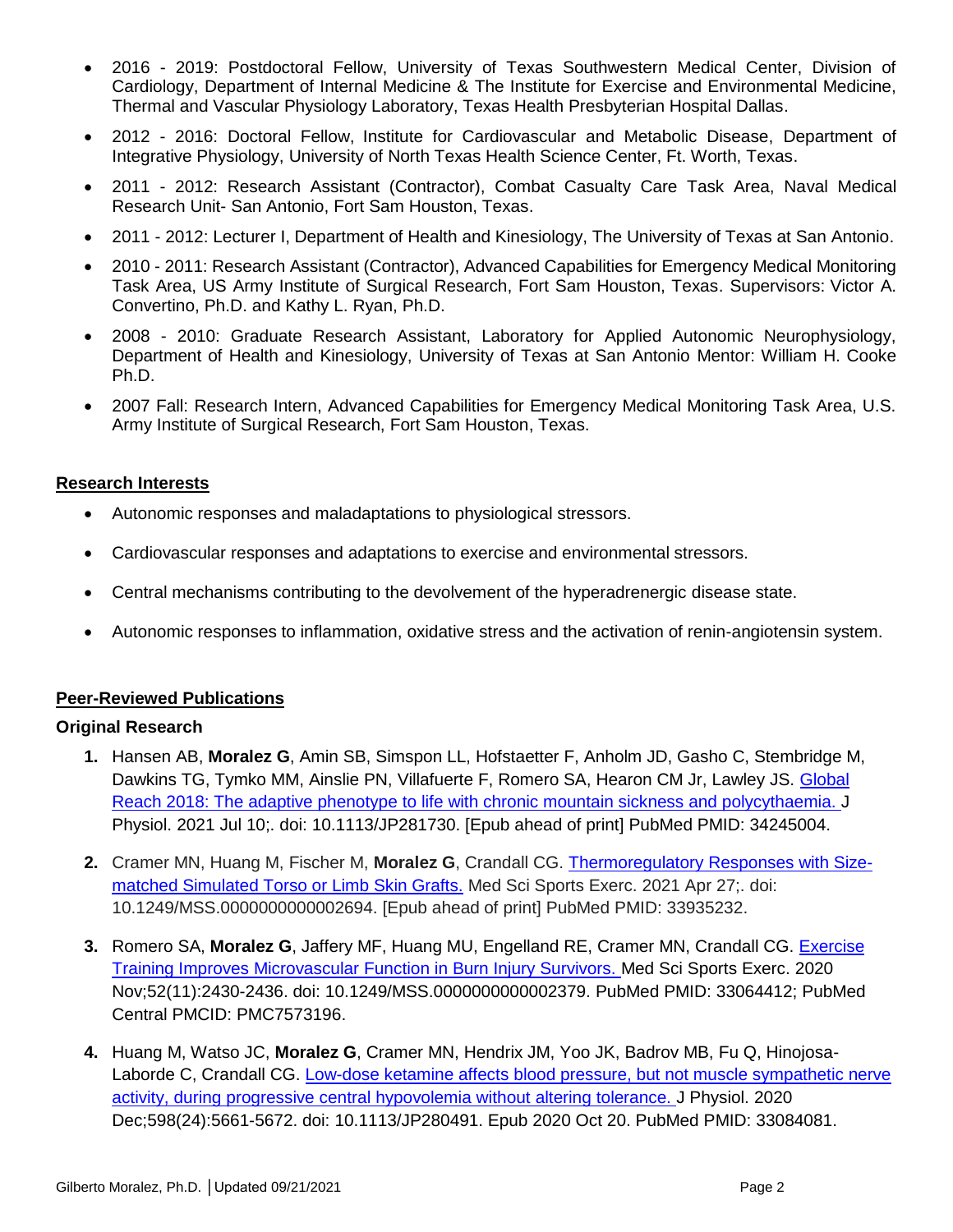- 2016 - 2019: Postdoctoral Fellow, University of Texas Southwestern Medical Center, Division of Cardiology, Department of Internal Medicine & The Institute for Exercise and Environmental Medicine, Thermal and Vascular Physiology Laboratory, Texas Health Presbyterian Hospital Dallas.
- 2012 - 2016: Doctoral Fellow, Institute for Cardiovascular and Metabolic Disease, Department of Integrative Physiology, University of North Texas Health Science Center, Ft. Worth, Texas.
- 2011 - 2012: Research Assistant (Contractor), Combat Casualty Care Task Area, Naval Medical Research Unit- San Antonio, Fort Sam Houston, Texas.
- 2011 - 2012: Lecturer I, Department of Health and Kinesiology, The University of Texas at San Antonio.
- 2010 - 2011: Research Assistant (Contractor), Advanced Capabilities for Emergency Medical Monitoring Task Area, US Army Institute of Surgical Research, Fort Sam Houston, Texas. Supervisors: Victor A. Convertino, Ph.D. and Kathy L. Ryan, Ph.D.
- 2008 - 2010: Graduate Research Assistant, Laboratory for Applied Autonomic Neurophysiology, Department of Health and Kinesiology, University of Texas at San Antonio Mentor: William H. Cooke Ph.D.
- 2007 Fall: Research Intern, Advanced Capabilities for Emergency Medical Monitoring Task Area, U.S. Army Institute of Surgical Research, Fort Sam Houston, Texas.

## Research Interests

- Autonomic responses and maladaptations to physiological stressors.
- Cardiovascular responses and adaptations to exercise and environmental stressors.
- Central mechanisms contributing to the devolvement of the hyperadrenergic disease state.
- Autonomic responses to inflammation, oxidative stress and the activation of renin-angiotensin system.

## Peer-Reviewed Publications

### Original Research

1. Hansen AB, **Moralez G**, Amin SB, Simspon LL, Hofstaetter F, Anholm JD, Gasho C, Stembridge M, Dawkins TG, Tymko MM, Ainslie PN, Villafuerte F, Romero SA, Hearon CM Jr, Lawley JS. Global Reach 2018: The adaptive phenotype to life with chronic mountain sickness and polycythaemia. J Physiol. 2021 Jul 10;. doi: 10.1113/JP281730. [Epub ahead of print] PubMed PMID: 34245004.
2. Cramer MN, Huang M, Fischer M, **Moralez G**, Crandall CG. Thermoregulatory Responses with Size-matched Simulated Torso or Limb Skin Grafts. Med Sci Sports Exerc. 2021 Apr 27;. doi: 10.1249/MSS.0000000000002694. [Epub ahead of print] PubMed PMID: 33935232.
3. Romero SA, **Moralez G**, Jaffery MF, Huang MU, Engelland RE, Cramer MN, Crandall CG. Exercise Training Improves Microvascular Function in Burn Injury Survivors. Med Sci Sports Exerc. 2020 Nov;52(11):2430-2436. doi: 10.1249/MSS.0000000000002379. PubMed PMID: 33064412; PubMed Central PMCID: PMC7573196.
4. Huang M, Watso JC, **Moralez G**, Cramer MN, Hendrix JM, Yoo JK, Badrov MB, Fu Q, Hinojosa-Laborde C, Crandall CG. Low-dose ketamine affects blood pressure, but not muscle sympathetic nerve activity, during progressive central hypovolemia without altering tolerance. J Physiol. 2020 Dec;598(24):5661-5672. doi: 10.1113/JP280491. Epub 2020 Oct 20. PubMed PMID: 33084081.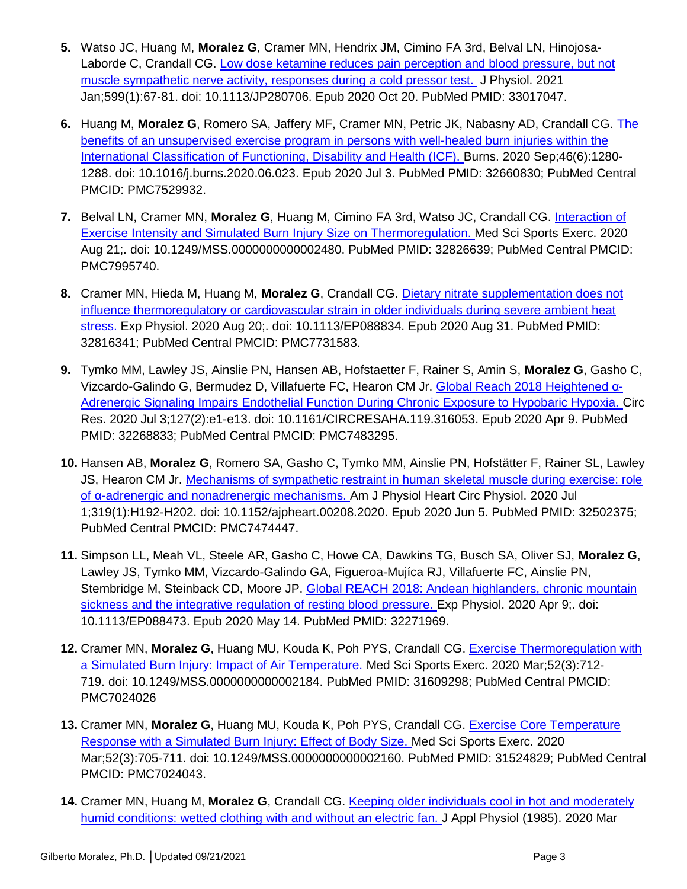5. Watso JC, Huang M, **Moralez G**, Cramer MN, Hendrix JM, Cimino FA 3rd, Belval LN, Hinojosa-Laborde C, Crandall CG. Low dose ketamine reduces pain perception and blood pressure, but not muscle sympathetic nerve activity, responses during a cold pressor test. J Physiol. 2021 Jan;599(1):67-81. doi: 10.1113/JP280706. Epub 2020 Oct 20. PubMed PMID: 33017047.

6. Huang M, **Moralez G**, Romero SA, Jaffery MF, Cramer MN, Petric JK, Nabasny AD, Crandall CG. The benefits of an unsupervised exercise program in persons with well-healed burn injuries within the International Classification of Functioning, Disability and Health (ICF). Burns. 2020 Sep;46(6):1280-1288. doi: 10.1016/j.burns.2020.06.023. Epub 2020 Jul 3. PubMed PMID: 32660830; PubMed Central PMCID: PMC7529932.

7. Belval LN, Cramer MN, **Moralez G**, Huang M, Cimino FA 3rd, Watso JC, Crandall CG. Interaction of Exercise Intensity and Simulated Burn Injury Size on Thermoregulation. Med Sci Sports Exerc. 2020 Aug 21;. doi: 10.1249/MSS.0000000000002480. PubMed PMID: 32826639; PubMed Central PMCID: PMC7995740.

8. Cramer MN, Hieda M, Huang M, **Moralez G**, Crandall CG. Dietary nitrate supplementation does not influence thermoregulatory or cardiovascular strain in older individuals during severe ambient heat stress. Exp Physiol. 2020 Aug 20;. doi: 10.1113/EP088834. Epub 2020 Aug 31. PubMed PMID: 32816341; PubMed Central PMCID: PMC7731583.

9. Tymko MM, Lawley JS, Ainslie PN, Hansen AB, Hofstaetter F, Rainer S, Amin S, **Moralez G**, Gasho C, Vizcardo-Galindo G, Bermudez D, Villafuerte FC, Hearon CM Jr. Global Reach 2018 Heightened α-Adrenergic Signaling Impairs Endothelial Function During Chronic Exposure to Hypobaric Hypoxia. Circ Res. 2020 Jul 3;127(2):e1-e13. doi: 10.1161/CIRCRESAHA.119.316053. Epub 2020 Apr 9. PubMed PMID: 32268833; PubMed Central PMCID: PMC7483295.

10. Hansen AB, **Moralez G**, Romero SA, Gasho C, Tymko MM, Ainslie PN, Hofstätter F, Rainer SL, Lawley JS, Hearon CM Jr. Mechanisms of sympathetic restraint in human skeletal muscle during exercise: role of α-adrenergic and nonadrenergic mechanisms. Am J Physiol Heart Circ Physiol. 2020 Jul 1;319(1):H192-H202. doi: 10.1152/ajpheart.00208.2020. Epub 2020 Jun 5. PubMed PMID: 32502375; PubMed Central PMCID: PMC7474447.

11. Simpson LL, Meah VL, Steele AR, Gasho C, Howe CA, Dawkins TG, Busch SA, Oliver SJ, **Moralez G**, Lawley JS, Tymko MM, Vizcardo-Galindo GA, Figueroa-Mujíca RJ, Villafuerte FC, Ainslie PN, Stembridge M, Steinback CD, Moore JP. Global REACH 2018: Andean highlanders, chronic mountain sickness and the integrative regulation of resting blood pressure. Exp Physiol. 2020 Apr 9;. doi: 10.1113/EP088473. Epub 2020 May 14. PubMed PMID: 32271969.

12. Cramer MN, **Moralez G**, Huang MU, Kouda K, Poh PYS, Crandall CG. Exercise Thermoregulation with a Simulated Burn Injury: Impact of Air Temperature. Med Sci Sports Exerc. 2020 Mar;52(3):712-719. doi: 10.1249/MSS.0000000000002184. PubMed PMID: 31609298; PubMed Central PMCID: PMC7024026

13. Cramer MN, **Moralez G**, Huang MU, Kouda K, Poh PYS, Crandall CG. Exercise Core Temperature Response with a Simulated Burn Injury: Effect of Body Size. Med Sci Sports Exerc. 2020 Mar;52(3):705-711. doi: 10.1249/MSS.0000000000002160. PubMed PMID: 31524829; PubMed Central PMCID: PMC7024043.

14. Cramer MN, Huang M, **Moralez G**, Crandall CG. Keeping older individuals cool in hot and moderately humid conditions: wetted clothing with and without an electric fan. J Appl Physiol (1985). 2020 Mar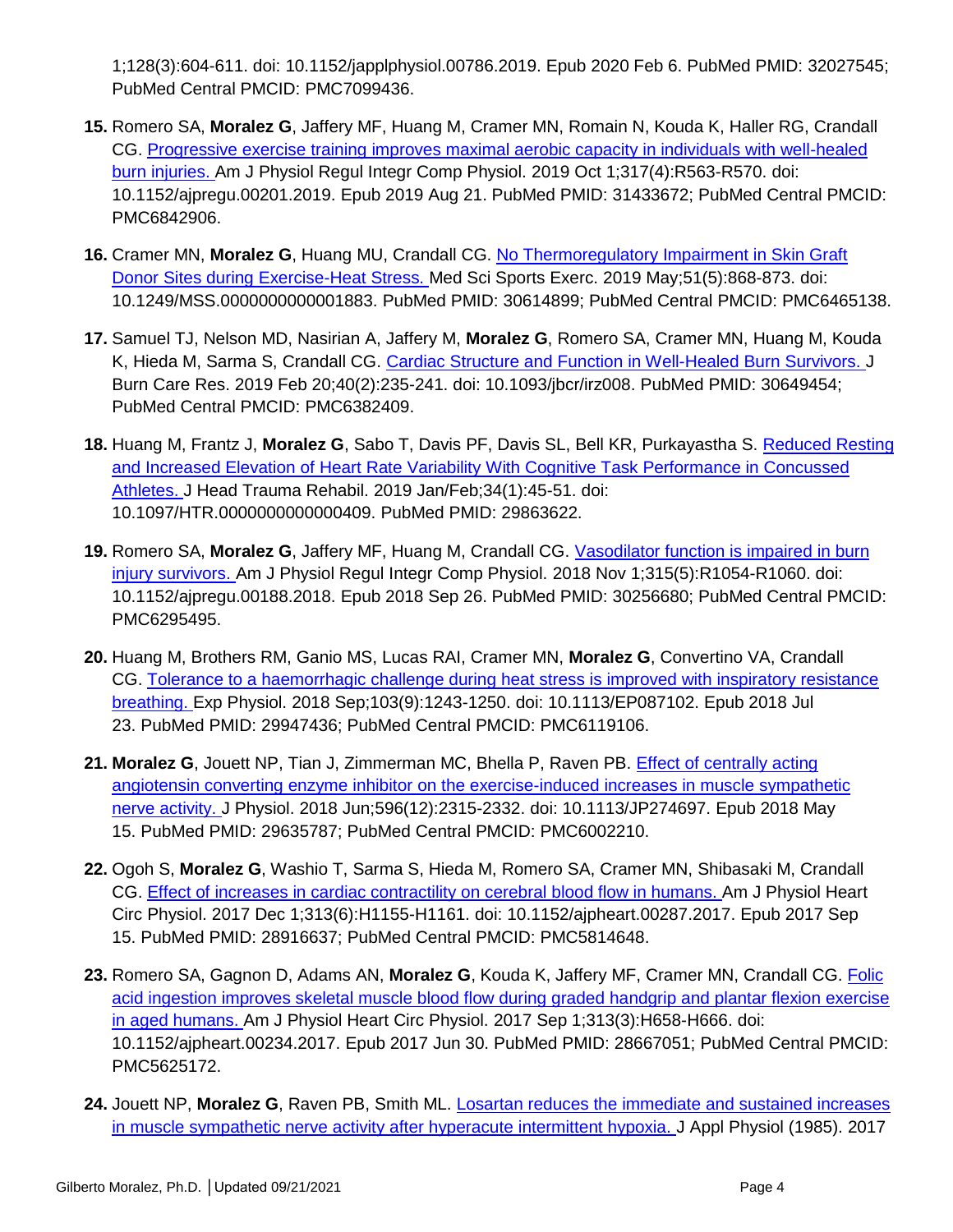1;128(3):604-611. doi: 10.1152/japplphysiol.00786.2019. Epub 2020 Feb 6. PubMed PMID: 32027545; PubMed Central PMCID: PMC7099436.

15. Romero SA, **Moralez G**, Jaffery MF, Huang M, Cramer MN, Romain N, Kouda K, Haller RG, Crandall CG. Progressive exercise training improves maximal aerobic capacity in individuals with well-healed burn injuries. Am J Physiol Regul Integr Comp Physiol. 2019 Oct 1;317(4):R563-R570. doi: 10.1152/ajpregu.00201.2019. Epub 2019 Aug 21. PubMed PMID: 31433672; PubMed Central PMCID: PMC6842906.

16. Cramer MN, **Moralez G**, Huang MU, Crandall CG. No Thermoregulatory Impairment in Skin Graft Donor Sites during Exercise-Heat Stress. Med Sci Sports Exerc. 2019 May;51(5):868-873. doi: 10.1249/MSS.0000000000001883. PubMed PMID: 30614899; PubMed Central PMCID: PMC6465138.

17. Samuel TJ, Nelson MD, Nasirian A, Jaffery M, **Moralez G**, Romero SA, Cramer MN, Huang M, Kouda K, Hieda M, Sarma S, Crandall CG. Cardiac Structure and Function in Well-Healed Burn Survivors. J Burn Care Res. 2019 Feb 20;40(2):235-241. doi: 10.1093/jbcr/irz008. PubMed PMID: 30649454; PubMed Central PMCID: PMC6382409.

18. Huang M, Frantz J, **Moralez G**, Sabo T, Davis PF, Davis SL, Bell KR, Purkayastha S. Reduced Resting and Increased Elevation of Heart Rate Variability With Cognitive Task Performance in Concussed Athletes. J Head Trauma Rehabil. 2019 Jan/Feb;34(1):45-51. doi: 10.1097/HTR.0000000000000409. PubMed PMID: 29863622.

19. Romero SA, **Moralez G**, Jaffery MF, Huang M, Crandall CG. Vasodilator function is impaired in burn injury survivors. Am J Physiol Regul Integr Comp Physiol. 2018 Nov 1;315(5):R1054-R1060. doi: 10.1152/ajpregu.00188.2018. Epub 2018 Sep 26. PubMed PMID: 30256680; PubMed Central PMCID: PMC6295495.

20. Huang M, Brothers RM, Ganio MS, Lucas RAI, Cramer MN, **Moralez G**, Convertino VA, Crandall CG. Tolerance to a haemorrhagic challenge during heat stress is improved with inspiratory resistance breathing. Exp Physiol. 2018 Sep;103(9):1243-1250. doi: 10.1113/EP087102. Epub 2018 Jul 23. PubMed PMID: 29947436; PubMed Central PMCID: PMC6119106.

21. **Moralez G**, Jouett NP, Tian J, Zimmerman MC, Bhella P, Raven PB. Effect of centrally acting angiotensin converting enzyme inhibitor on the exercise-induced increases in muscle sympathetic nerve activity. J Physiol. 2018 Jun;596(12):2315-2332. doi: 10.1113/JP274697. Epub 2018 May 15. PubMed PMID: 29635787; PubMed Central PMCID: PMC6002210.

22. Ogoh S, **Moralez G**, Washio T, Sarma S, Hieda M, Romero SA, Cramer MN, Shibasaki M, Crandall CG. Effect of increases in cardiac contractility on cerebral blood flow in humans. Am J Physiol Heart Circ Physiol. 2017 Dec 1;313(6):H1155-H1161. doi: 10.1152/ajpheart.00287.2017. Epub 2017 Sep 15. PubMed PMID: 28916637; PubMed Central PMCID: PMC5814648.

23. Romero SA, Gagnon D, Adams AN, **Moralez G**, Kouda K, Jaffery MF, Cramer MN, Crandall CG. Folic acid ingestion improves skeletal muscle blood flow during graded handgrip and plantar flexion exercise in aged humans. Am J Physiol Heart Circ Physiol. 2017 Sep 1;313(3):H658-H666. doi: 10.1152/ajpheart.00234.2017. Epub 2017 Jun 30. PubMed PMID: 28667051; PubMed Central PMCID: PMC5625172.

24. Jouett NP, **Moralez G**, Raven PB, Smith ML. Losartan reduces the immediate and sustained increases in muscle sympathetic nerve activity after hyperacute intermittent hypoxia. J Appl Physiol (1985). 2017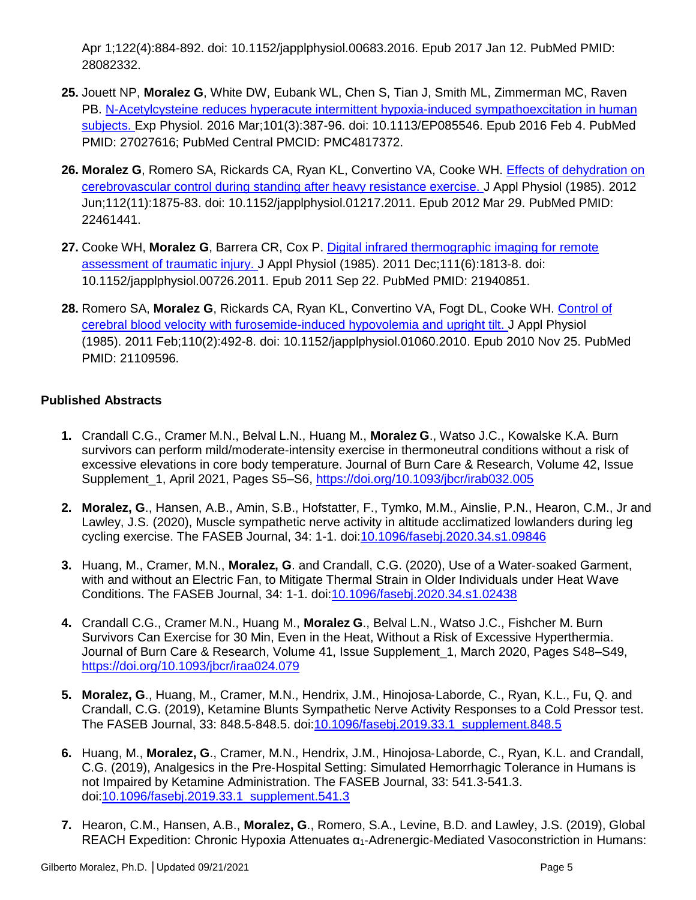Apr 1;122(4):884-892. doi: 10.1152/japplphysiol.00683.2016. Epub 2017 Jan 12. PubMed PMID: 28082332.

25. Jouett NP, **Moralez G**, White DW, Eubank WL, Chen S, Tian J, Smith ML, Zimmerman MC, Raven PB. N-Acetylcysteine reduces hyperacute intermittent hypoxia-induced sympathoexcitation in human subjects. Exp Physiol. 2016 Mar;101(3):387-96. doi: 10.1113/EP085546. Epub 2016 Feb 4. PubMed PMID: 27027616; PubMed Central PMCID: PMC4817372.

26. **Moralez G**, Romero SA, Rickards CA, Ryan KL, Convertino VA, Cooke WH. Effects of dehydration on cerebrovascular control during standing after heavy resistance exercise. J Appl Physiol (1985). 2012 Jun;112(11):1875-83. doi: 10.1152/japplphysiol.01217.2011. Epub 2012 Mar 29. PubMed PMID: 22461441.

27. Cooke WH, **Moralez G**, Barrera CR, Cox P. Digital infrared thermographic imaging for remote assessment of traumatic injury. J Appl Physiol (1985). 2011 Dec;111(6):1813-8. doi: 10.1152/japplphysiol.00726.2011. Epub 2011 Sep 22. PubMed PMID: 21940851.

28. Romero SA, **Moralez G**, Rickards CA, Ryan KL, Convertino VA, Fogt DL, Cooke WH. Control of cerebral blood velocity with furosemide-induced hypovolemia and upright tilt. J Appl Physiol (1985). 2011 Feb;110(2):492-8. doi: 10.1152/japplphysiol.01060.2010. Epub 2010 Nov 25. PubMed PMID: 21109596.

**Published Abstracts**

1. Crandall C.G., Cramer M.N., Belval L.N., Huang M., **Moralez G**., Watso J.C., Kowalske K.A. Burn survivors can perform mild/moderate-intensity exercise in thermoneutral conditions without a risk of excessive elevations in core body temperature. Journal of Burn Care & Research, Volume 42, Issue Supplement_1, April 2021, Pages S5–S6, https://doi.org/10.1093/jbcr/irab032.005

2. **Moralez, G**., Hansen, A.B., Amin, S.B., Hofstatter, F., Tymko, M.M., Ainslie, P.N., Hearon, C.M., Jr and Lawley, J.S. (2020), Muscle sympathetic nerve activity in altitude acclimatized lowlanders during leg cycling exercise. The FASEB Journal, 34: 1-1. doi:10.1096/fasebj.2020.34.s1.09846

3. Huang, M., Cramer, M.N., **Moralez, G**. and Crandall, C.G. (2020), Use of a Water-soaked Garment, with and without an Electric Fan, to Mitigate Thermal Strain in Older Individuals under Heat Wave Conditions. The FASEB Journal, 34: 1-1. doi:10.1096/fasebj.2020.34.s1.02438

4. Crandall C.G., Cramer M.N., Huang M., **Moralez G**., Belval L.N., Watso J.C., Fishcher M. Burn Survivors Can Exercise for 30 Min, Even in the Heat, Without a Risk of Excessive Hyperthermia. Journal of Burn Care & Research, Volume 41, Issue Supplement_1, March 2020, Pages S48–S49, https://doi.org/10.1093/jbcr/iraa024.079

5. **Moralez, G**., Huang, M., Cramer, M.N., Hendrix, J.M., Hinojosa-Laborde, C., Ryan, K.L., Fu, Q. and Crandall, C.G. (2019), Ketamine Blunts Sympathetic Nerve Activity Responses to a Cold Pressor test. The FASEB Journal, 33: 848.5-848.5. doi:10.1096/fasebj.2019.33.1_supplement.848.5

6. Huang, M., **Moralez, G**., Cramer, M.N., Hendrix, J.M., Hinojosa-Laborde, C., Ryan, K.L. and Crandall, C.G. (2019), Analgesics in the Pre-Hospital Setting: Simulated Hemorrhagic Tolerance in Humans is not Impaired by Ketamine Administration. The FASEB Journal, 33: 541.3-541.3. doi:10.1096/fasebj.2019.33.1_supplement.541.3

7. Hearon, C.M., Hansen, A.B., **Moralez, G**., Romero, S.A., Levine, B.D. and Lawley, J.S. (2019), Global REACH Expedition: Chronic Hypoxia Attenuates $\alpha_1$-Adrenergic-Mediated Vasoconstriction in Humans: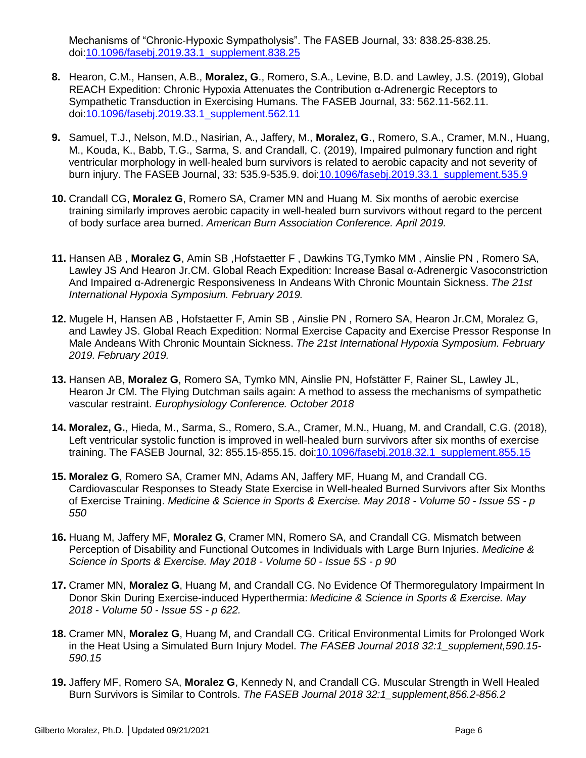Mechanisms of "Chronic-Hypoxic Sympatholysis". The FASEB Journal, 33: 838.25-838.25. doi:[10.1096/fasebj.2019.33.1_supplement.838.25](10.1096/fasebj.2019.33.1_supplement.838.25)

8. Hearon, C.M., Hansen, A.B., **Moralez, G**., Romero, S.A., Levine, B.D. and Lawley, J.S. (2019), Global REACH Expedition: Chronic Hypoxia Attenuates the Contribution α-Adrenergic Receptors to Sympathetic Transduction in Exercising Humans. The FASEB Journal, 33: 562.11-562.11. doi:[10.1096/fasebj.2019.33.1_supplement.562.11](10.1096/fasebj.2019.33.1_supplement.562.11)

9. Samuel, T.J., Nelson, M.D., Nasirian, A., Jaffery, M., **Moralez, G**., Romero, S.A., Cramer, M.N., Huang, M., Kouda, K., Babb, T.G., Sarma, S. and Crandall, C. (2019), Impaired pulmonary function and right ventricular morphology in well-healed burn survivors is related to aerobic capacity and not severity of burn injury. The FASEB Journal, 33: 535.9-535.9. doi:[10.1096/fasebj.2019.33.1_supplement.535.9](10.1096/fasebj.2019.33.1_supplement.535.9)

10. Crandall CG, **Moralez G**, Romero SA, Cramer MN and Huang M. Six months of aerobic exercise training similarly improves aerobic capacity in well-healed burn survivors without regard to the percent of body surface area burned. *American Burn Association Conference. April 2019.*

11. Hansen AB , **Moralez G**, Amin SB ,Hofstaetter F , Dawkins TG,Tymko MM , Ainslie PN , Romero SA, Lawley JS And Hearon Jr.CM. Global Reach Expedition: Increase Basal α-Adrenergic Vasoconstriction And Impaired α-Adrenergic Responsiveness In Andeans With Chronic Mountain Sickness. *The 21st International Hypoxia Symposium. February 2019.*

12. Mugele H, Hansen AB , Hofstaetter F, Amin SB , Ainslie PN , Romero SA, Hearon Jr.CM, Moralez G, and Lawley JS. Global Reach Expedition: Normal Exercise Capacity and Exercise Pressor Response In Male Andeans With Chronic Mountain Sickness. *The 21st International Hypoxia Symposium. February 2019. February 2019.*

13. Hansen AB, **Moralez G**, Romero SA, Tymko MN, Ainslie PN, Hofstätter F, Rainer SL, Lawley JL, Hearon Jr CM. The Flying Dutchman sails again: A method to assess the mechanisms of sympathetic vascular restraint. *Europhysiology Conference. October 2018*

14. **Moralez, G.**, Hieda, M., Sarma, S., Romero, S.A., Cramer, M.N., Huang, M. and Crandall, C.G. (2018), Left ventricular systolic function is improved in well-healed burn survivors after six months of exercise training. The FASEB Journal, 32: 855.15-855.15. doi:[10.1096/fasebj.2018.32.1_supplement.855.15](10.1096/fasebj.2018.32.1_supplement.855.15)

15. **Moralez G**, Romero SA, Cramer MN, Adams AN, Jaffery MF, Huang M, and Crandall CG. Cardiovascular Responses to Steady State Exercise in Well-healed Burned Survivors after Six Months of Exercise Training. *Medicine & Science in Sports & Exercise. May 2018 - Volume 50 - Issue 5S - p 550*

16. Huang M, Jaffery MF, **Moralez G**, Cramer MN, Romero SA, and Crandall CG. Mismatch between Perception of Disability and Functional Outcomes in Individuals with Large Burn Injuries. *Medicine & Science in Sports & Exercise. May 2018 - Volume 50 - Issue 5S - p 90*

17. Cramer MN, **Moralez G**, Huang M, and Crandall CG. No Evidence Of Thermoregulatory Impairment In Donor Skin During Exercise-induced Hyperthermia: *Medicine & Science in Sports & Exercise. May 2018 - Volume 50 - Issue 5S - p 622.*

18. Cramer MN, **Moralez G**, Huang M, and Crandall CG. Critical Environmental Limits for Prolonged Work in the Heat Using a Simulated Burn Injury Model. *The FASEB Journal 2018 32:1_supplement,590.15-590.15*

19. Jaffery MF, Romero SA, **Moralez G**, Kennedy N, and Crandall CG. Muscular Strength in Well Healed Burn Survivors is Similar to Controls. *The FASEB Journal 2018 32:1_supplement,856.2-856.2*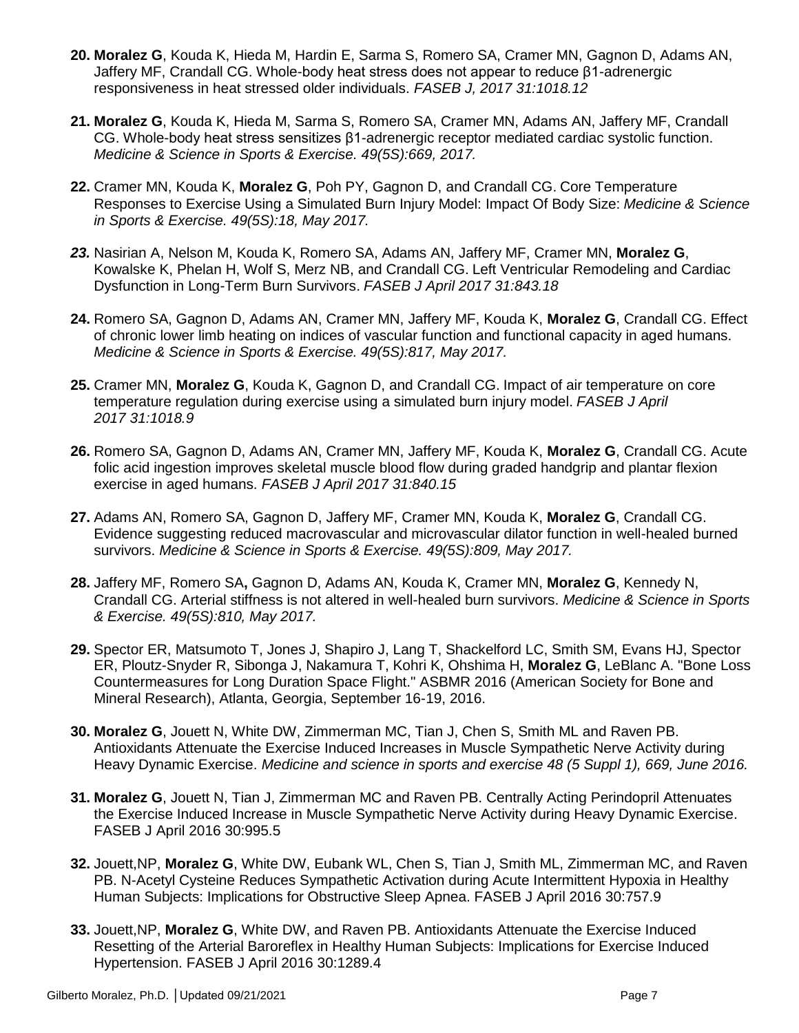20. **Moralez G**, Kouda K, Hieda M, Hardin E, Sarma S, Romero SA, Cramer MN, Gagnon D, Adams AN, Jaffery MF, Crandall CG. Whole-body heat stress does not appear to reduce β1-adrenergic responsiveness in heat stressed older individuals. *FASEB J, 2017 31:1018.12*

21. **Moralez G**, Kouda K, Hieda M, Sarma S, Romero SA, Cramer MN, Adams AN, Jaffery MF, Crandall CG. Whole-body heat stress sensitizes β1-adrenergic receptor mediated cardiac systolic function. *Medicine & Science in Sports & Exercise. 49(5S):669, 2017.*

22. Cramer MN, Kouda K, **Moralez G**, Poh PY, Gagnon D, and Crandall CG. Core Temperature Responses to Exercise Using a Simulated Burn Injury Model: Impact Of Body Size: *Medicine & Science in Sports & Exercise. 49(5S):18, May 2017.*

23. Nasirian A, Nelson M, Kouda K, Romero SA, Adams AN, Jaffery MF, Cramer MN, **Moralez G**, Kowalske K, Phelan H, Wolf S, Merz NB, and Crandall CG. Left Ventricular Remodeling and Cardiac Dysfunction in Long-Term Burn Survivors. *FASEB J April 2017 31:843.18*

24. Romero SA, Gagnon D, Adams AN, Cramer MN, Jaffery MF, Kouda K, **Moralez G**, Crandall CG. Effect of chronic lower limb heating on indices of vascular function and functional capacity in aged humans. *Medicine & Science in Sports & Exercise. 49(5S):817, May 2017.*

25. Cramer MN, **Moralez G**, Kouda K, Gagnon D, and Crandall CG. Impact of air temperature on core temperature regulation during exercise using a simulated burn injury model. *FASEB J April 2017 31:1018.9*

26. Romero SA, Gagnon D, Adams AN, Cramer MN, Jaffery MF, Kouda K, **Moralez G**, Crandall CG. Acute folic acid ingestion improves skeletal muscle blood flow during graded handgrip and plantar flexion exercise in aged humans. *FASEB J April 2017 31:840.15*

27. Adams AN, Romero SA, Gagnon D, Jaffery MF, Cramer MN, Kouda K, **Moralez G**, Crandall CG. Evidence suggesting reduced macrovascular and microvascular dilator function in well-healed burned survivors. *Medicine & Science in Sports & Exercise. 49(5S):809, May 2017.*

28. Jaffery MF, Romero SA**,** Gagnon D, Adams AN, Kouda K, Cramer MN, **Moralez G**, Kennedy N, Crandall CG. Arterial stiffness is not altered in well-healed burn survivors. *Medicine & Science in Sports & Exercise. 49(5S):810, May 2017.*

29. Spector ER, Matsumoto T, Jones J, Shapiro J, Lang T, Shackelford LC, Smith SM, Evans HJ, Spector ER, Ploutz-Snyder R, Sibonga J, Nakamura T, Kohri K, Ohshima H, **Moralez G**, LeBlanc A. "Bone Loss Countermeasures for Long Duration Space Flight." ASBMR 2016 (American Society for Bone and Mineral Research), Atlanta, Georgia, September 16-19, 2016.

30. **Moralez G**, Jouett N, White DW, Zimmerman MC, Tian J, Chen S, Smith ML and Raven PB. Antioxidants Attenuate the Exercise Induced Increases in Muscle Sympathetic Nerve Activity during Heavy Dynamic Exercise. *Medicine and science in sports and exercise 48 (5 Suppl 1), 669, June 2016.*

31. **Moralez G**, Jouett N, Tian J, Zimmerman MC and Raven PB. Centrally Acting Perindopril Attenuates the Exercise Induced Increase in Muscle Sympathetic Nerve Activity during Heavy Dynamic Exercise. FASEB J April 2016 30:995.5

32. Jouett,NP, **Moralez G**, White DW, Eubank WL, Chen S, Tian J, Smith ML, Zimmerman MC, and Raven PB. N-Acetyl Cysteine Reduces Sympathetic Activation during Acute Intermittent Hypoxia in Healthy Human Subjects: Implications for Obstructive Sleep Apnea. FASEB J April 2016 30:757.9

33. Jouett,NP, **Moralez G**, White DW, and Raven PB. Antioxidants Attenuate the Exercise Induced Resetting of the Arterial Baroreflex in Healthy Human Subjects: Implications for Exercise Induced Hypertension. FASEB J April 2016 30:1289.4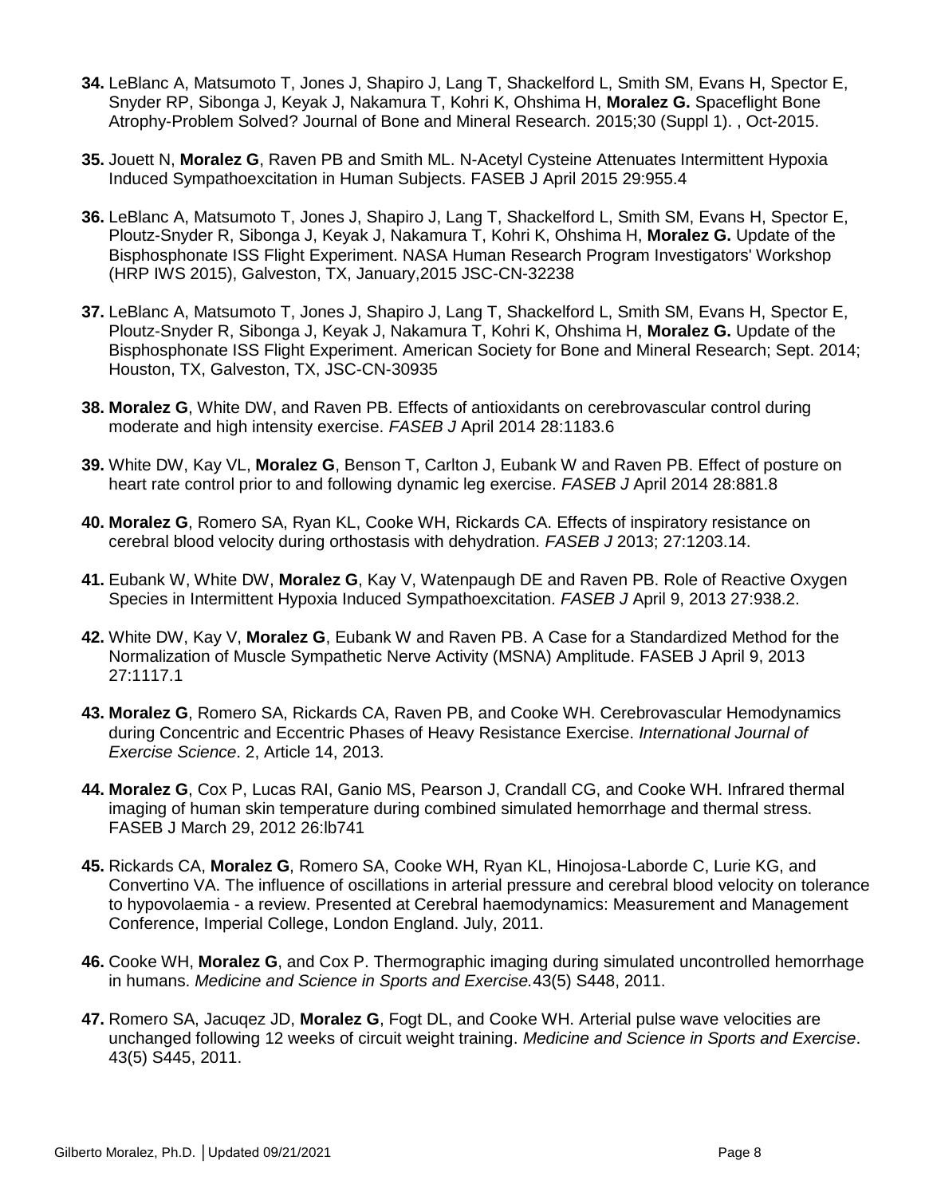**34.** LeBlanc A, Matsumoto T, Jones J, Shapiro J, Lang T, Shackelford L, Smith SM, Evans H, Spector E, Snyder RP, Sibonga J, Keyak J, Nakamura T, Kohri K, Ohshima H, **Moralez G.** Spaceflight Bone Atrophy-Problem Solved? Journal of Bone and Mineral Research. 2015;30 (Suppl 1). , Oct-2015.

**35.** Jouett N, **Moralez G**, Raven PB and Smith ML. N-Acetyl Cysteine Attenuates Intermittent Hypoxia Induced Sympathoexcitation in Human Subjects. FASEB J April 2015 29:955.4

**36.** LeBlanc A, Matsumoto T, Jones J, Shapiro J, Lang T, Shackelford L, Smith SM, Evans H, Spector E, Ploutz-Snyder R, Sibonga J, Keyak J, Nakamura T, Kohri K, Ohshima H, **Moralez G.** Update of the Bisphosphonate ISS Flight Experiment. NASA Human Research Program Investigators' Workshop (HRP IWS 2015), Galveston, TX, January,2015 JSC-CN-32238

**37.** LeBlanc A, Matsumoto T, Jones J, Shapiro J, Lang T, Shackelford L, Smith SM, Evans H, Spector E, Ploutz-Snyder R, Sibonga J, Keyak J, Nakamura T, Kohri K, Ohshima H, **Moralez G.** Update of the Bisphosphonate ISS Flight Experiment. American Society for Bone and Mineral Research; Sept. 2014; Houston, TX, Galveston, TX, JSC-CN-30935

**38.** **Moralez G**, White DW, and Raven PB. Effects of antioxidants on cerebrovascular control during moderate and high intensity exercise. *FASEB J* April 2014 28:1183.6

**39.** White DW, Kay VL, **Moralez G**, Benson T, Carlton J, Eubank W and Raven PB. Effect of posture on heart rate control prior to and following dynamic leg exercise. *FASEB J* April 2014 28:881.8

**40.** **Moralez G**, Romero SA, Ryan KL, Cooke WH, Rickards CA. Effects of inspiratory resistance on cerebral blood velocity during orthostasis with dehydration. *FASEB J* 2013; 27:1203.14.

**41.** Eubank W, White DW, **Moralez G**, Kay V, Watenpaugh DE and Raven PB. Role of Reactive Oxygen Species in Intermittent Hypoxia Induced Sympathoexcitation. *FASEB J* April 9, 2013 27:938.2.

**42.** White DW, Kay V, **Moralez G**, Eubank W and Raven PB. A Case for a Standardized Method for the Normalization of Muscle Sympathetic Nerve Activity (MSNA) Amplitude. FASEB J April 9, 2013 27:1117.1

**43.** **Moralez G**, Romero SA, Rickards CA, Raven PB, and Cooke WH. Cerebrovascular Hemodynamics during Concentric and Eccentric Phases of Heavy Resistance Exercise. *International Journal of Exercise Science*. 2, Article 14, 2013.

**44.** **Moralez G**, Cox P, Lucas RAI, Ganio MS, Pearson J, Crandall CG, and Cooke WH. Infrared thermal imaging of human skin temperature during combined simulated hemorrhage and thermal stress. FASEB J March 29, 2012 26:lb741

**45.** Rickards CA, **Moralez G**, Romero SA, Cooke WH, Ryan KL, Hinojosa-Laborde C, Lurie KG, and Convertino VA. The influence of oscillations in arterial pressure and cerebral blood velocity on tolerance to hypovolaemia - a review. Presented at Cerebral haemodynamics: Measurement and Management Conference, Imperial College, London England. July, 2011.

**46.** Cooke WH, **Moralez G**, and Cox P. Thermographic imaging during simulated uncontrolled hemorrhage in humans. *Medicine and Science in Sports and Exercise.*43(5) S448, 2011.

**47.** Romero SA, Jacuqez JD, **Moralez G**, Fogt DL, and Cooke WH. Arterial pulse wave velocities are unchanged following 12 weeks of circuit weight training. *Medicine and Science in Sports and Exercise*. 43(5) S445, 2011.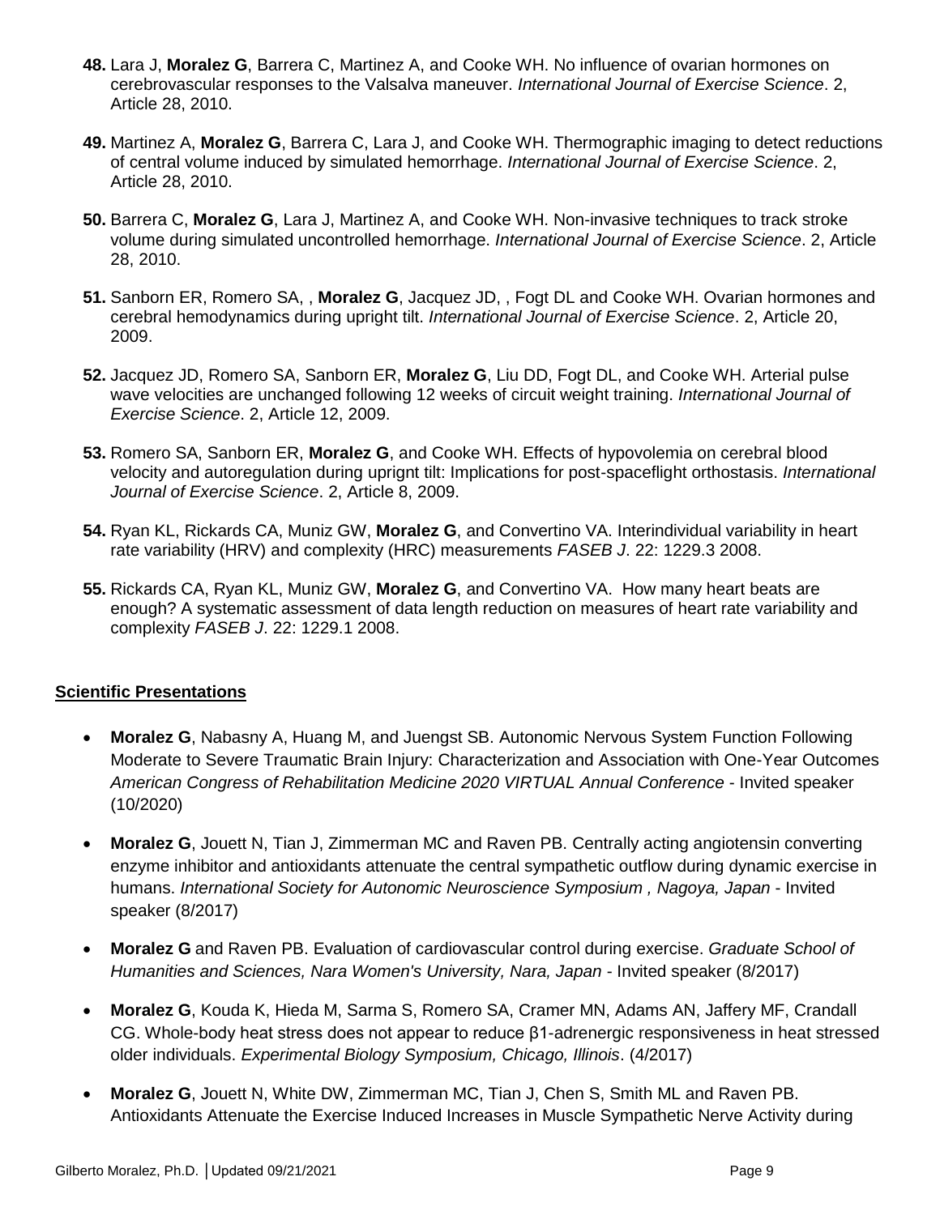**48.** Lara J, **Moralez G**, Barrera C, Martinez A, and Cooke WH. No influence of ovarian hormones on cerebrovascular responses to the Valsalva maneuver. *International Journal of Exercise Science*. 2, Article 28, 2010.

**49.** Martinez A, **Moralez G**, Barrera C, Lara J, and Cooke WH. Thermographic imaging to detect reductions of central volume induced by simulated hemorrhage. *International Journal of Exercise Science*. 2, Article 28, 2010.

**50.** Barrera C, **Moralez G**, Lara J, Martinez A, and Cooke WH. Non-invasive techniques to track stroke volume during simulated uncontrolled hemorrhage. *International Journal of Exercise Science*. 2, Article 28, 2010.

**51.** Sanborn ER, Romero SA, , **Moralez G**, Jacquez JD, , Fogt DL and Cooke WH. Ovarian hormones and cerebral hemodynamics during upright tilt. *International Journal of Exercise Science*. 2, Article 20, 2009.

**52.** Jacquez JD, Romero SA, Sanborn ER, **Moralez G**, Liu DD, Fogt DL, and Cooke WH. Arterial pulse wave velocities are unchanged following 12 weeks of circuit weight training. *International Journal of Exercise Science*. 2, Article 12, 2009.

**53.** Romero SA, Sanborn ER, **Moralez G**, and Cooke WH. Effects of hypovolemia on cerebral blood velocity and autoregulation during uprignt tilt: Implications for post-spaceflight orthostasis. *International Journal of Exercise Science*. 2, Article 8, 2009.

**54.** Ryan KL, Rickards CA, Muniz GW, **Moralez G**, and Convertino VA. Interindividual variability in heart rate variability (HRV) and complexity (HRC) measurements *FASEB J*. 22: 1229.3 2008.

**55.** Rickards CA, Ryan KL, Muniz GW, **Moralez G**, and Convertino VA. How many heart beats are enough? A systematic assessment of data length reduction on measures of heart rate variability and complexity *FASEB J*. 22: 1229.1 2008.

## Scientific Presentations

- **Moralez G**, Nabasny A, Huang M, and Juengst SB. Autonomic Nervous System Function Following Moderate to Severe Traumatic Brain Injury: Characterization and Association with One-Year Outcomes *American Congress of Rehabilitation Medicine 2020 VIRTUAL Annual Conference* - Invited speaker (10/2020)
- **Moralez G**, Jouett N, Tian J, Zimmerman MC and Raven PB. Centrally acting angiotensin converting enzyme inhibitor and antioxidants attenuate the central sympathetic outflow during dynamic exercise in humans. *International Society for Autonomic Neuroscience Symposium , Nagoya, Japan* - Invited speaker (8/2017)
- **Moralez G** and Raven PB. Evaluation of cardiovascular control during exercise. *Graduate School of Humanities and Sciences, Nara Women's University, Nara, Japan* - Invited speaker (8/2017)
- **Moralez G**, Kouda K, Hieda M, Sarma S, Romero SA, Cramer MN, Adams AN, Jaffery MF, Crandall CG. Whole-body heat stress does not appear to reduce β1-adrenergic responsiveness in heat stressed older individuals. *Experimental Biology Symposium, Chicago, Illinois*. (4/2017)
- **Moralez G**, Jouett N, White DW, Zimmerman MC, Tian J, Chen S, Smith ML and Raven PB. Antioxidants Attenuate the Exercise Induced Increases in Muscle Sympathetic Nerve Activity during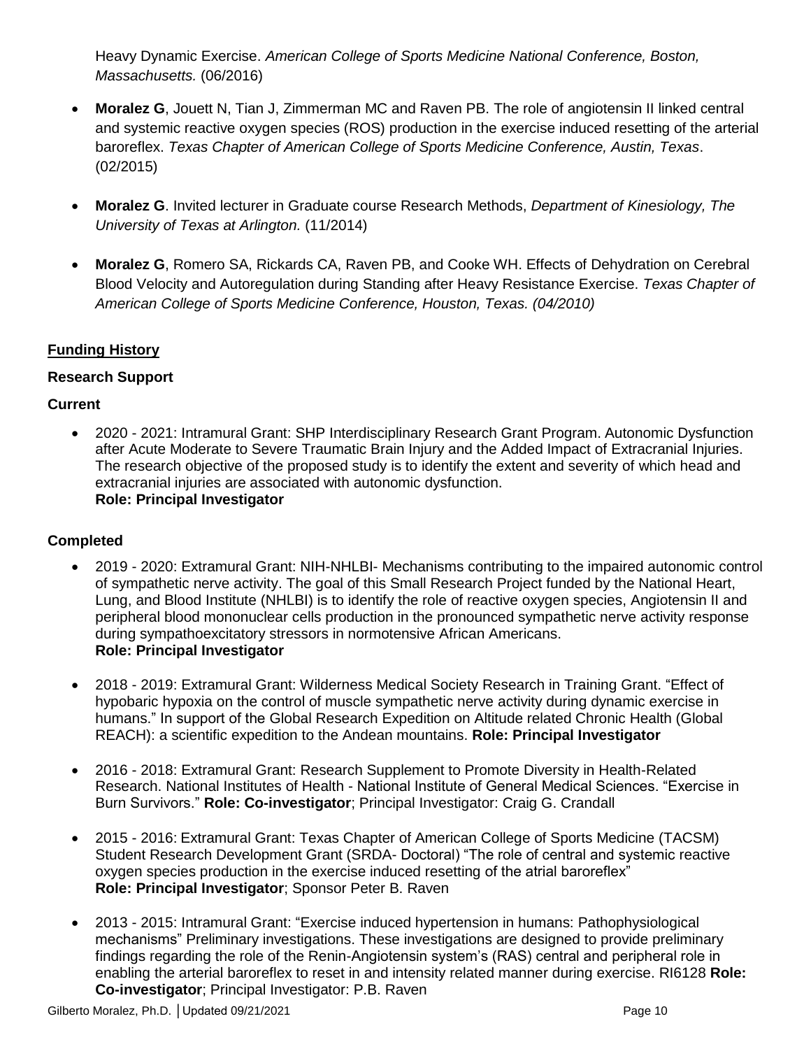Heavy Dynamic Exercise. *American College of Sports Medicine National Conference, Boston, Massachusetts.* (06/2016)

- **Moralez G**, Jouett N, Tian J, Zimmerman MC and Raven PB. The role of angiotensin II linked central and systemic reactive oxygen species (ROS) production in the exercise induced resetting of the arterial baroreflex. *Texas Chapter of American College of Sports Medicine Conference, Austin, Texas*. (02/2015)

- **Moralez G**. Invited lecturer in Graduate course Research Methods, *Department of Kinesiology, The University of Texas at Arlington.* (11/2014)

- **Moralez G**, Romero SA, Rickards CA, Raven PB, and Cooke WH. Effects of Dehydration on Cerebral Blood Velocity and Autoregulation during Standing after Heavy Resistance Exercise. *Texas Chapter of American College of Sports Medicine Conference, Houston, Texas. (04/2010)*

## Funding History

### Research Support

#### Current

- 2020 - 2021: Intramural Grant: SHP Interdisciplinary Research Grant Program. Autonomic Dysfunction after Acute Moderate to Severe Traumatic Brain Injury and the Added Impact of Extracranial Injuries. The research objective of the proposed study is to identify the extent and severity of which head and extracranial injuries are associated with autonomic dysfunction.
  **Role: Principal Investigator**

#### Completed

- 2019 - 2020: Extramural Grant: NIH-NHLBI- Mechanisms contributing to the impaired autonomic control of sympathetic nerve activity. The goal of this Small Research Project funded by the National Heart, Lung, and Blood Institute (NHLBI) is to identify the role of reactive oxygen species, Angiotensin II and peripheral blood mononuclear cells production in the pronounced sympathetic nerve activity response during sympathoexcitatory stressors in normotensive African Americans.
  **Role: Principal Investigator**

- 2018 - 2019: Extramural Grant: Wilderness Medical Society Research in Training Grant. "Effect of hypobaric hypoxia on the control of muscle sympathetic nerve activity during dynamic exercise in humans." In support of the Global Research Expedition on Altitude related Chronic Health (Global REACH): a scientific expedition to the Andean mountains. **Role: Principal Investigator**

- 2016 - 2018: Extramural Grant: Research Supplement to Promote Diversity in Health-Related Research. National Institutes of Health - National Institute of General Medical Sciences. "Exercise in Burn Survivors." **Role: Co-investigator**; Principal Investigator: Craig G. Crandall

- 2015 - 2016: Extramural Grant: Texas Chapter of American College of Sports Medicine (TACSM) Student Research Development Grant (SRDA- Doctoral) "The role of central and systemic reactive oxygen species production in the exercise induced resetting of the atrial baroreflex"
  **Role: Principal Investigator**; Sponsor Peter B. Raven

- 2013 - 2015: Intramural Grant: "Exercise induced hypertension in humans: Pathophysiological mechanisms" Preliminary investigations. These investigations are designed to provide preliminary findings regarding the role of the Renin-Angiotensin system's (RAS) central and peripheral role in enabling the arterial baroreflex to reset in and intensity related manner during exercise. RI6128 **Role: Co-investigator**; Principal Investigator: P.B. Raven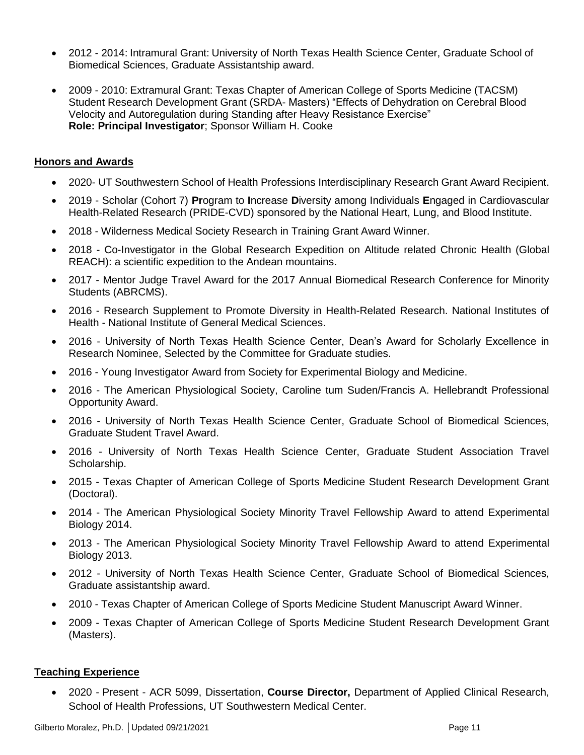- 2012 - 2014: Intramural Grant: University of North Texas Health Science Center, Graduate School of Biomedical Sciences, Graduate Assistantship award.

- 2009 - 2010: Extramural Grant: Texas Chapter of American College of Sports Medicine (TACSM) Student Research Development Grant (SRDA- Masters) "Effects of Dehydration on Cerebral Blood Velocity and Autoregulation during Standing after Heavy Resistance Exercise"
  **Role: Principal Investigator**; Sponsor William H. Cooke

## Honors and Awards

- 2020- UT Southwestern School of Health Professions Interdisciplinary Research Grant Award Recipient.
- 2019 - Scholar (Cohort 7) **Pr**ogram to **I**ncrease **D**iversity among Individuals **E**ngaged in Cardiovascular Health-Related Research (PRIDE-CVD) sponsored by the National Heart, Lung, and Blood Institute.
- 2018 - Wilderness Medical Society Research in Training Grant Award Winner.
- 2018 - Co-Investigator in the Global Research Expedition on Altitude related Chronic Health (Global REACH): a scientific expedition to the Andean mountains.
- 2017 - Mentor Judge Travel Award for the 2017 Annual Biomedical Research Conference for Minority Students (ABRCMS).
- 2016 - Research Supplement to Promote Diversity in Health-Related Research. National Institutes of Health - National Institute of General Medical Sciences.
- 2016 - University of North Texas Health Science Center, Dean's Award for Scholarly Excellence in Research Nominee, Selected by the Committee for Graduate studies.
- 2016 - Young Investigator Award from Society for Experimental Biology and Medicine.
- 2016 - The American Physiological Society, Caroline tum Suden/Francis A. Hellebrandt Professional Opportunity Award.
- 2016 - University of North Texas Health Science Center, Graduate School of Biomedical Sciences, Graduate Student Travel Award.
- 2016 - University of North Texas Health Science Center, Graduate Student Association Travel Scholarship.
- 2015 - Texas Chapter of American College of Sports Medicine Student Research Development Grant (Doctoral).
- 2014 - The American Physiological Society Minority Travel Fellowship Award to attend Experimental Biology 2014.
- 2013 - The American Physiological Society Minority Travel Fellowship Award to attend Experimental Biology 2013.
- 2012 - University of North Texas Health Science Center, Graduate School of Biomedical Sciences, Graduate assistantship award.
- 2010 - Texas Chapter of American College of Sports Medicine Student Manuscript Award Winner.
- 2009 - Texas Chapter of American College of Sports Medicine Student Research Development Grant (Masters).

## Teaching Experience

- 2020 - Present - ACR 5099, Dissertation, **Course Director,** Department of Applied Clinical Research, School of Health Professions, UT Southwestern Medical Center.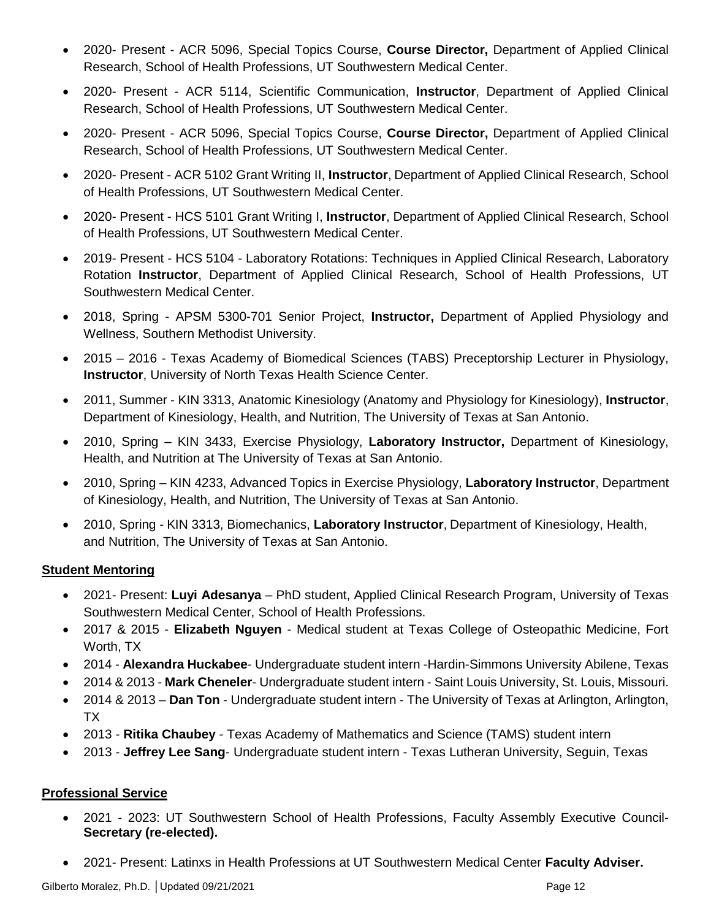- 2020- Present - ACR 5096, Special Topics Course, **Course Director,** Department of Applied Clinical Research, School of Health Professions, UT Southwestern Medical Center.
- 2020- Present - ACR 5114, Scientific Communication, **Instructor**, Department of Applied Clinical Research, School of Health Professions, UT Southwestern Medical Center.
- 2020- Present - ACR 5096, Special Topics Course, **Course Director,** Department of Applied Clinical Research, School of Health Professions, UT Southwestern Medical Center.
- 2020- Present - ACR 5102 Grant Writing II, **Instructor**, Department of Applied Clinical Research, School of Health Professions, UT Southwestern Medical Center.
- 2020- Present - HCS 5101 Grant Writing I, **Instructor**, Department of Applied Clinical Research, School of Health Professions, UT Southwestern Medical Center.
- 2019- Present - HCS 5104 - Laboratory Rotations: Techniques in Applied Clinical Research, Laboratory Rotation **Instructor**, Department of Applied Clinical Research, School of Health Professions, UT Southwestern Medical Center.
- 2018, Spring - APSM 5300-701 Senior Project, **Instructor,** Department of Applied Physiology and Wellness, Southern Methodist University.
- 2015 – 2016 - Texas Academy of Biomedical Sciences (TABS) Preceptorship Lecturer in Physiology, **Instructor**, University of North Texas Health Science Center.
- 2011, Summer - KIN 3313, Anatomic Kinesiology (Anatomy and Physiology for Kinesiology), **Instructor**, Department of Kinesiology, Health, and Nutrition, The University of Texas at San Antonio.
- 2010, Spring – KIN 3433, Exercise Physiology, **Laboratory Instructor,** Department of Kinesiology, Health, and Nutrition at The University of Texas at San Antonio.
- 2010, Spring – KIN 4233, Advanced Topics in Exercise Physiology, **Laboratory Instructor**, Department of Kinesiology, Health, and Nutrition, The University of Texas at San Antonio.
- 2010, Spring - KIN 3313, Biomechanics, **Laboratory Instructor**, Department of Kinesiology, Health, and Nutrition, The University of Texas at San Antonio.

## Student Mentoring

- 2021- Present: **Luyi Adesanya** – PhD student, Applied Clinical Research Program, University of Texas Southwestern Medical Center, School of Health Professions.
- 2017 & 2015 - **Elizabeth Nguyen** - Medical student at Texas College of Osteopathic Medicine, Fort Worth, TX
- 2014 - **Alexandra Huckabee**- Undergraduate student intern -Hardin-Simmons University Abilene, Texas
- 2014 & 2013 - **Mark Cheneler**- Undergraduate student intern - Saint Louis University, St. Louis, Missouri.
- 2014 & 2013 – **Dan Ton** - Undergraduate student intern - The University of Texas at Arlington, Arlington, TX
- 2013 - **Ritika Chaubey** - Texas Academy of Mathematics and Science (TAMS) student intern
- 2013 - **Jeffrey Lee Sang**- Undergraduate student intern - Texas Lutheran University, Seguin, Texas

## Professional Service

- 2021 - 2023: UT Southwestern School of Health Professions, Faculty Assembly Executive Council- **Secretary (re-elected).**
- 2021- Present: Latinxs in Health Professions at UT Southwestern Medical Center **Faculty Adviser.**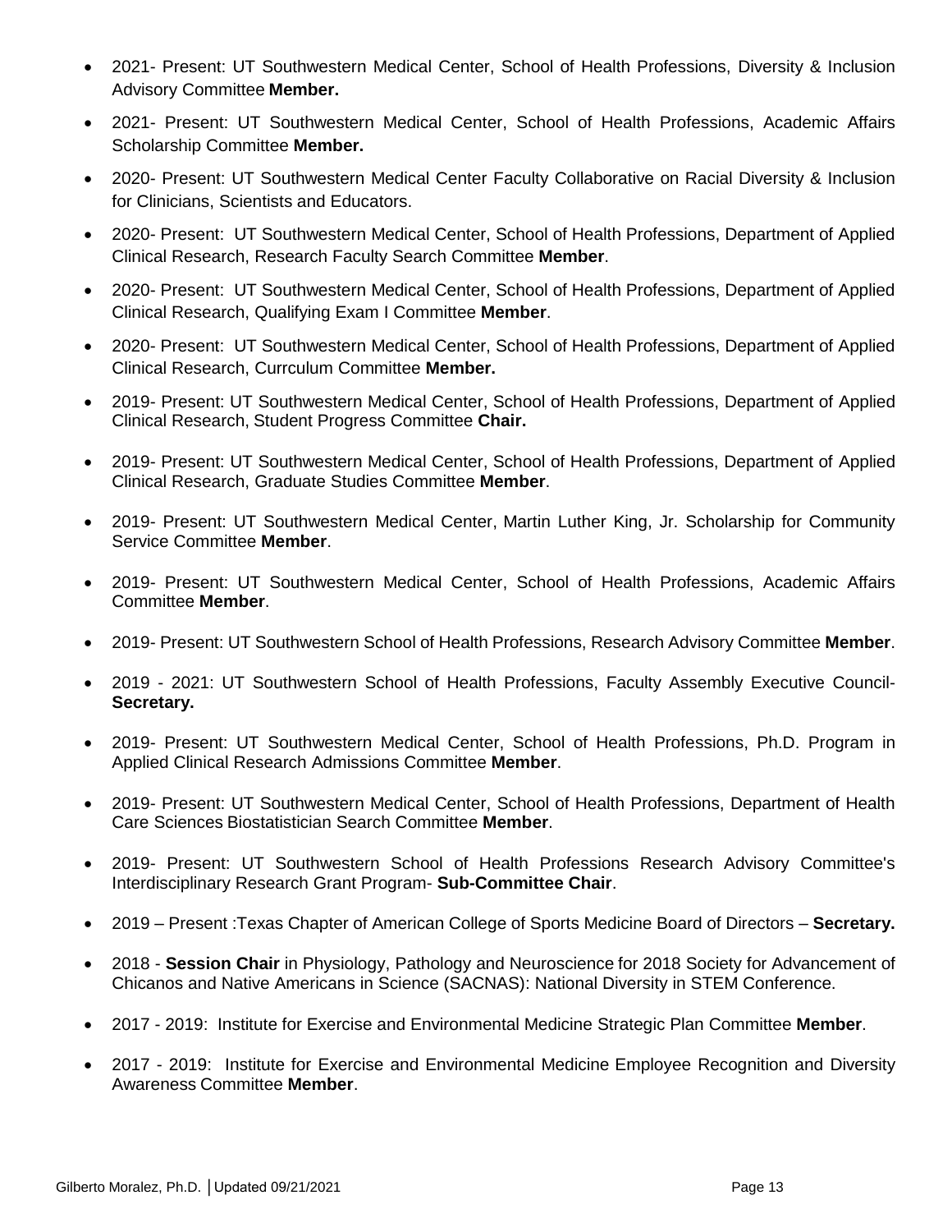- 2021- Present: UT Southwestern Medical Center, School of Health Professions, Diversity & Inclusion Advisory Committee **Member.**
- 2021- Present: UT Southwestern Medical Center, School of Health Professions, Academic Affairs Scholarship Committee **Member.**
- 2020- Present: UT Southwestern Medical Center Faculty Collaborative on Racial Diversity & Inclusion for Clinicians, Scientists and Educators.
- 2020- Present: UT Southwestern Medical Center, School of Health Professions, Department of Applied Clinical Research, Research Faculty Search Committee **Member**.
- 2020- Present: UT Southwestern Medical Center, School of Health Professions, Department of Applied Clinical Research, Qualifying Exam I Committee **Member**.
- 2020- Present: UT Southwestern Medical Center, School of Health Professions, Department of Applied Clinical Research, Currculum Committee **Member.**
- 2019- Present: UT Southwestern Medical Center, School of Health Professions, Department of Applied Clinical Research, Student Progress Committee **Chair.**
- 2019- Present: UT Southwestern Medical Center, School of Health Professions, Department of Applied Clinical Research, Graduate Studies Committee **Member**.
- 2019- Present: UT Southwestern Medical Center, Martin Luther King, Jr. Scholarship for Community Service Committee **Member**.
- 2019- Present: UT Southwestern Medical Center, School of Health Professions, Academic Affairs Committee **Member**.
- 2019- Present: UT Southwestern School of Health Professions, Research Advisory Committee **Member**.
- 2019 - 2021: UT Southwestern School of Health Professions, Faculty Assembly Executive Council- **Secretary.**
- 2019- Present: UT Southwestern Medical Center, School of Health Professions, Ph.D. Program in Applied Clinical Research Admissions Committee **Member**.
- 2019- Present: UT Southwestern Medical Center, School of Health Professions, Department of Health Care Sciences Biostatistician Search Committee **Member**.
- 2019- Present: UT Southwestern School of Health Professions Research Advisory Committee's Interdisciplinary Research Grant Program- **Sub-Committee Chair**.
- 2019 – Present :Texas Chapter of American College of Sports Medicine Board of Directors – **Secretary.**
- 2018 - **Session Chair** in Physiology, Pathology and Neuroscience for 2018 Society for Advancement of Chicanos and Native Americans in Science (SACNAS): National Diversity in STEM Conference.
- 2017 - 2019: Institute for Exercise and Environmental Medicine Strategic Plan Committee **Member**.
- 2017 - 2019: Institute for Exercise and Environmental Medicine Employee Recognition and Diversity Awareness Committee **Member**.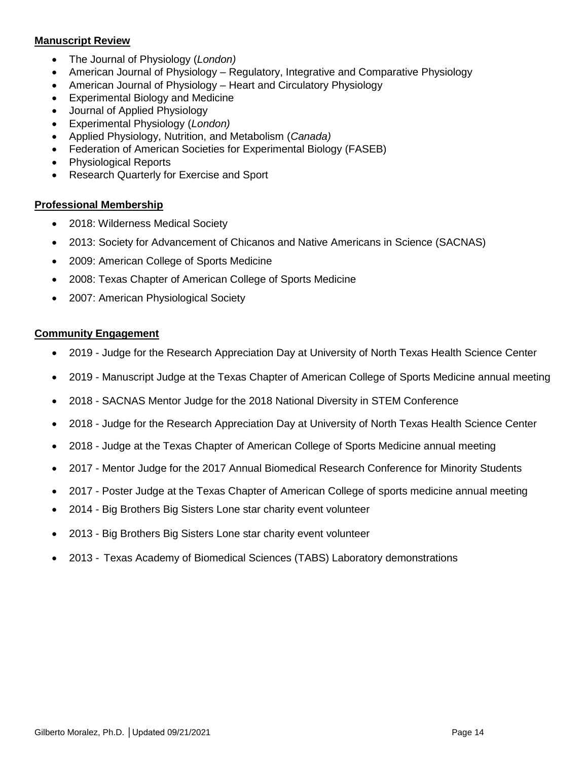**Manuscript Review**

- The Journal of Physiology (*London)*
- American Journal of Physiology – Regulatory, Integrative and Comparative Physiology
- American Journal of Physiology – Heart and Circulatory Physiology
- Experimental Biology and Medicine
- Journal of Applied Physiology
- Experimental Physiology (*London)*
- Applied Physiology, Nutrition, and Metabolism (*Canada)*
- Federation of American Societies for Experimental Biology (FASEB)
- Physiological Reports
- Research Quarterly for Exercise and Sport

**Professional Membership**

- 2018: Wilderness Medical Society
- 2013: Society for Advancement of Chicanos and Native Americans in Science (SACNAS)
- 2009: American College of Sports Medicine
- 2008: Texas Chapter of American College of Sports Medicine
- 2007: American Physiological Society

**Community Engagement**

- 2019 - Judge for the Research Appreciation Day at University of North Texas Health Science Center
- 2019 - Manuscript Judge at the Texas Chapter of American College of Sports Medicine annual meeting
- 2018 - SACNAS Mentor Judge for the 2018 National Diversity in STEM Conference
- 2018 - Judge for the Research Appreciation Day at University of North Texas Health Science Center
- 2018 - Judge at the Texas Chapter of American College of Sports Medicine annual meeting
- 2017 - Mentor Judge for the 2017 Annual Biomedical Research Conference for Minority Students
- 2017 - Poster Judge at the Texas Chapter of American College of sports medicine annual meeting
- 2014 - Big Brothers Big Sisters Lone star charity event volunteer
- 2013 - Big Brothers Big Sisters Lone star charity event volunteer
- 2013 - Texas Academy of Biomedical Sciences (TABS) Laboratory demonstrations